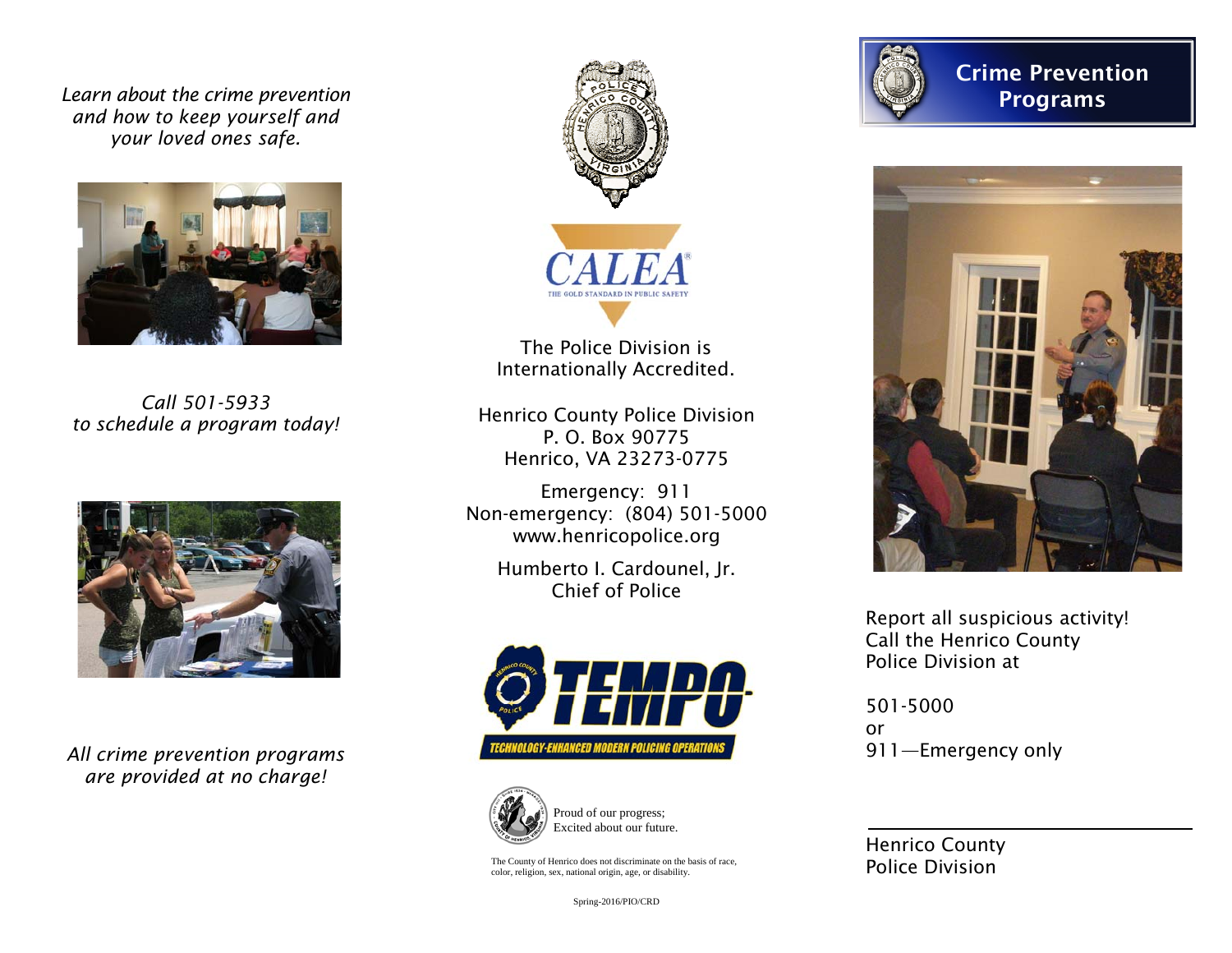*Learn about the crime prevention and how to keep yourself and your loved ones safe.*

*Call 501-5933 to schedule a program today!*

*All crime prevention programs are provided at no charge!*

The Police Division is Internationally Accredited.

Henrico County Police Division
P. O. Box 90775
Henrico, VA 23273-0775

Emergency: 911
Non-emergency: (804) 501-5000
www.henricopolice.org

Humberto I. Cardounel, Jr.
Chief of Police

TEMPO
TECHNOLOGY-ENHANCED MODERN POLICING OPERATIONS

Proud of our progress;
Excited about our future.

The County of Henrico does not discriminate on the basis of race, color, religion, sex, national origin, age, or disability.

Spring-2016/PIO/CRD

# Crime Prevention Programs

Report all suspicious activity!
Call the Henrico County Police Division at

501-5000
or
911—Emergency only

Henrico County
Police Division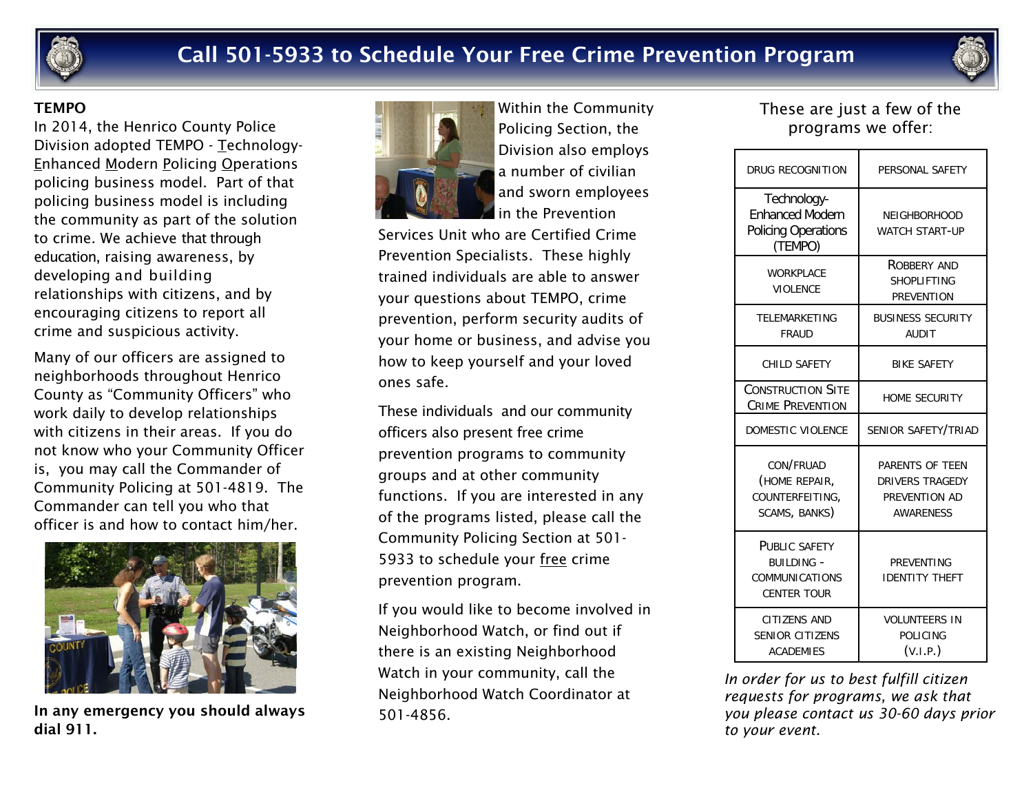# Call 501-5933 to Schedule Your Free Crime Prevention Program

**TEMPO**

In 2014, the Henrico County Police Division adopted TEMPO - Technology-Enhanced Modern Policing Operations policing business model. Part of that policing business model is including the community as part of the solution to crime. We achieve that through education, raising awareness, by developing and building relationships with citizens, and by encouraging citizens to report all crime and suspicious activity.

Many of our officers are assigned to neighborhoods throughout Henrico County as "Community Officers" who work daily to develop relationships with citizens in their areas. If you do not know who your Community Officer is, you may call the Commander of Community Policing at 501-4819. The Commander can tell you who that officer is and how to contact him/her.

**In any emergency you should always dial 911.**

Within the Community Policing Section, the Division also employs a number of civilian and sworn employees in the Prevention Services Unit who are Certified Crime Prevention Specialists. These highly trained individuals are able to answer your questions about TEMPO, crime prevention, perform security audits of your home or business, and advise you how to keep yourself and your loved ones safe.

These individuals and our community officers also present free crime prevention programs to community groups and at other community functions. If you are interested in any of the programs listed, please call the Community Policing Section at 501-5933 to schedule your free crime prevention program.

If you would like to become involved in Neighborhood Watch, or find out if there is an existing Neighborhood Watch in your community, call the Neighborhood Watch Coordinator at 501-4856.

These are just a few of the programs we offer:

| | |
|---|---|
| DRUG RECOGNITION | PERSONAL SAFETY |
| Technology-Enhanced Modern Policing Operations (TEMPO) | NEIGHBORHOOD WATCH START-UP |
| WORKPLACE VIOLENCE | ROBBERY AND SHOPLIFTING PREVENTION |
| TELEMARKETING FRAUD | BUSINESS SECURITY AUDIT |
| CHILD SAFETY | BIKE SAFETY |
| CONSTRUCTION SITE CRIME PREVENTION | HOME SECURITY |
| DOMESTIC VIOLENCE | SENIOR SAFETY/TRIAD |
| CON/FRUAD (HOME REPAIR, COUNTERFEITING, SCAMS, BANKS) | PARENTS OF TEEN DRIVERS TRAGEDY PREVENTION AD AWARENESS |
| PUBLIC SAFETY BUILDING - COMMUNICATIONS CENTER TOUR | PREVENTING IDENTITY THEFT |
| CITIZENS AND SENIOR CITIZENS ACADEMIES | VOLUNTEERS IN POLICING (V.I.P.) |

*In order for us to best fulfill citizen requests for programs, we ask that you please contact us 30-60 days prior to your event.*